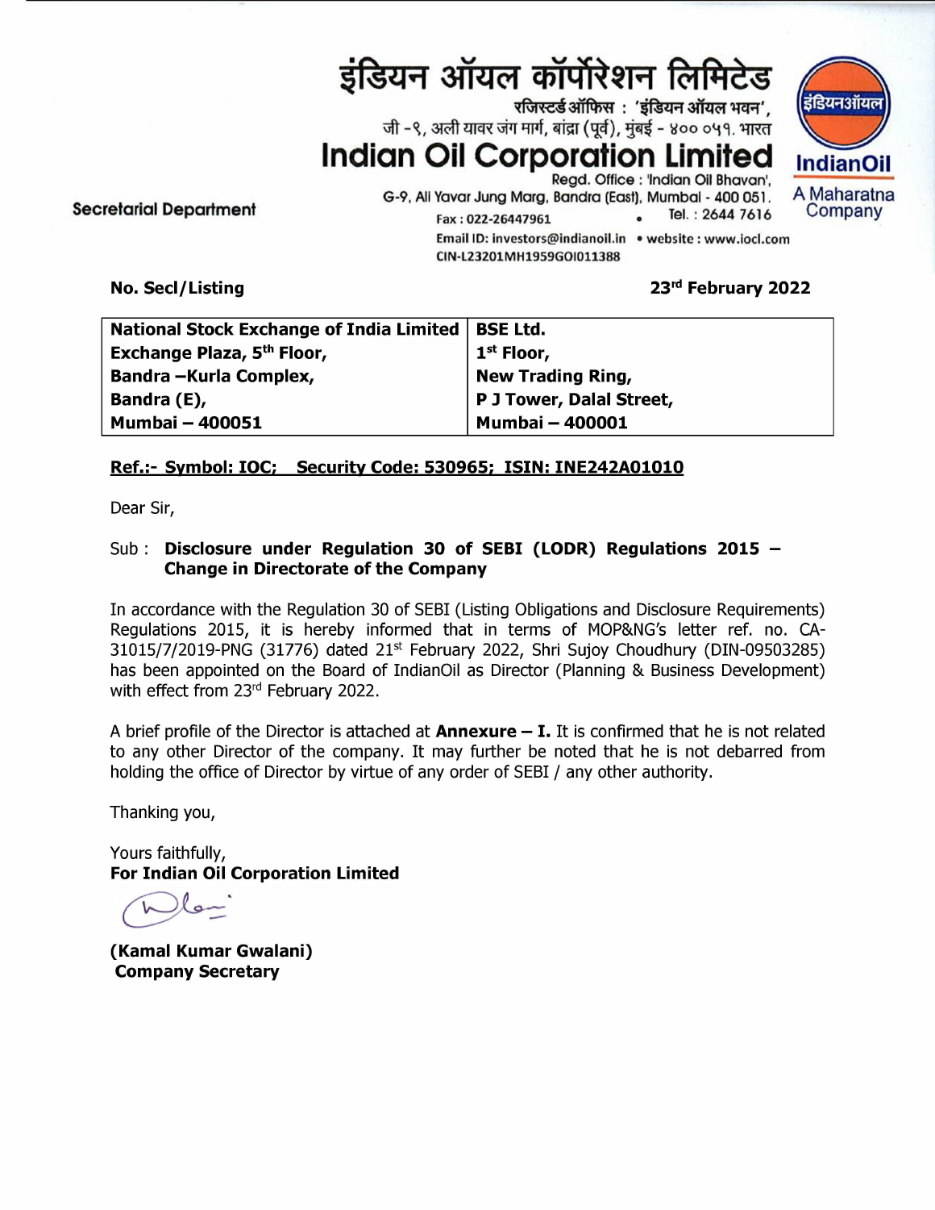# इंडियन ऑयल कॉर्पोरेशन लिमिटेड

रजिस्टर्ड ऑफिस : 'इंडियन ऑयल भवन',
जी -९, अली यावर जंग मार्ग, बांद्रा (पूर्व), मुंबई - ४०० ०५१. भारत

# Indian Oil Corporation Limited

Regd. Office : 'Indian Oil Bhavan',
G-9, Ali Yavar Jung Marg, Bandra (East), Mumbai - 400 051.
Fax : 022-26447961 • Tel. : 2644 7616
Email ID: investors@indianoil.in • website : www.iocl.com
CIN-L23201MH1959GOI011388

इंडियनऑयल
IndianOil
A Maharatna Company

**Secretarial Department**

**No. Secl/Listing** **23rd February 2022**

| **National Stock Exchange of India Limited** | **BSE Ltd.** |
|---|---|
| **Exchange Plaza, 5th Floor,** | **1st Floor,** |
| **Bandra –Kurla Complex,** | **New Trading Ring,** |
| **Bandra (E),** | **P J Tower, Dalal Street,** |
| **Mumbai – 400051** | **Mumbai – 400001** |

**Ref.:- Symbol: IOC; Security Code: 530965; ISIN: INE242A01010**

Dear Sir,

Sub : **Disclosure under Regulation 30 of SEBI (LODR) Regulations 2015 – Change in Directorate of the Company**

In accordance with the Regulation 30 of SEBI (Listing Obligations and Disclosure Requirements) Regulations 2015, it is hereby informed that in terms of MOP&NG's letter ref. no. CA-31015/7/2019-PNG (31776) dated 21st February 2022, Shri Sujoy Choudhury (DIN-09503285) has been appointed on the Board of IndianOil as Director (Planning & Business Development) with effect from 23rd February 2022.

A brief profile of the Director is attached at **Annexure – I.** It is confirmed that he is not related to any other Director of the company. It may further be noted that he is not debarred from holding the office of Director by virtue of any order of SEBI / any other authority.

Thanking you,

Yours faithfully,
**For Indian Oil Corporation Limited**

**(Kamal Kumar Gwalani)**
**Company Secretary**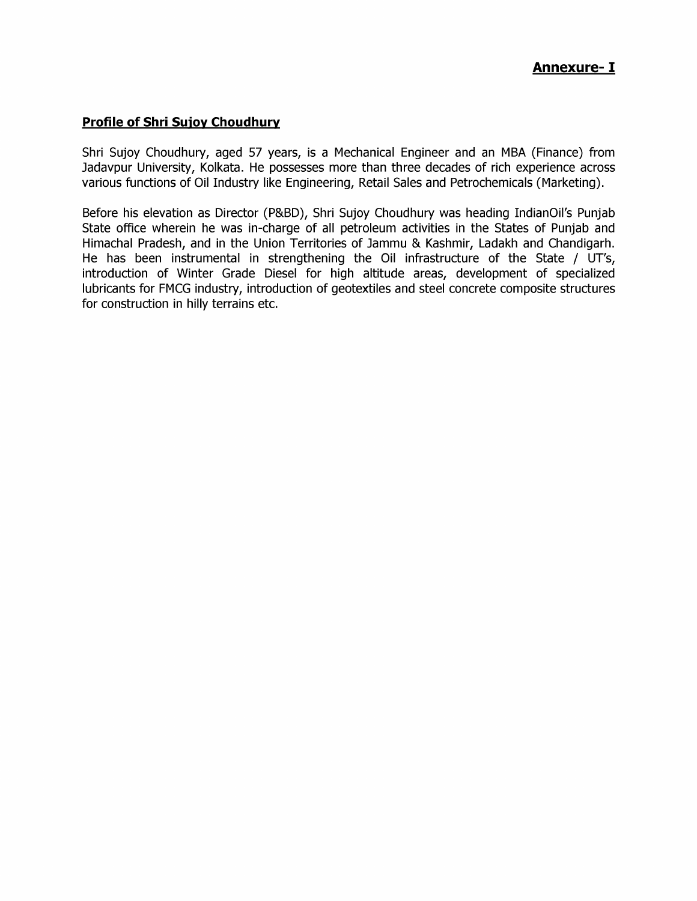**Annexure- I**

**Profile of Shri Sujoy Choudhury**

Shri Sujoy Choudhury, aged 57 years, is a Mechanical Engineer and an MBA (Finance) from Jadavpur University, Kolkata. He possesses more than three decades of rich experience across various functions of Oil Industry like Engineering, Retail Sales and Petrochemicals (Marketing).

Before his elevation as Director (P&BD), Shri Sujoy Choudhury was heading IndianOil's Punjab State office wherein he was in-charge of all petroleum activities in the States of Punjab and Himachal Pradesh, and in the Union Territories of Jammu & Kashmir, Ladakh and Chandigarh. He has been instrumental in strengthening the Oil infrastructure of the State / UT's, introduction of Winter Grade Diesel for high altitude areas, development of specialized lubricants for FMCG industry, introduction of geotextiles and steel concrete composite structures for construction in hilly terrains etc.